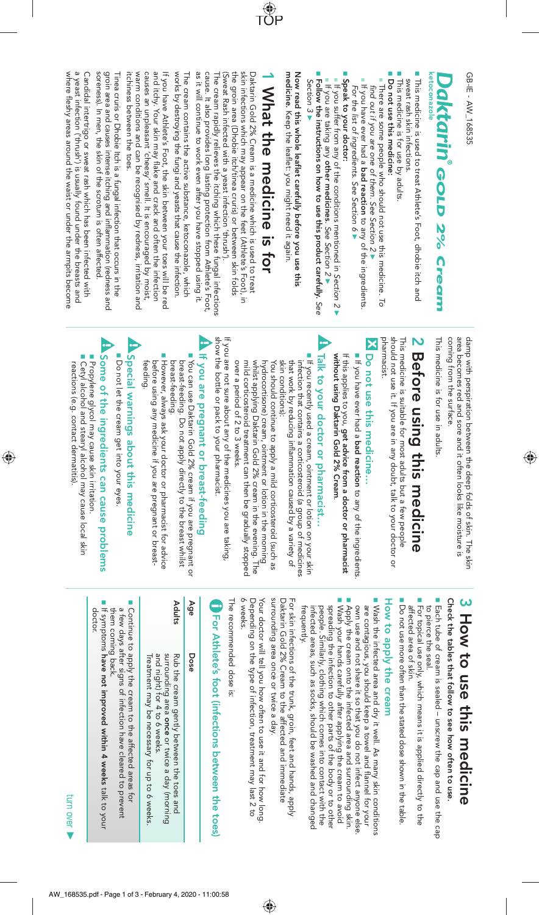GB-IE - AW_168535

# Daktarin® GOLD 2% Cream

ketoconazole

- This medicine is used to treat Athlete's Foot, dhobie itch and sweat rash skin infections.
- This medicine is for use by adults.
- **Do not use this medicine:**
  - There are some people who should not use this medicine. To find out if you are one of them. *See Section 2* ▶
  - If you have ever had a **bad reaction** to any of the ingredients. *For the list of ingredients. See Section 6* ▶
- **Speak to your doctor:**
  - If you suffer from any of the conditions mentioned in Section 2 ▶
  - If you are taking any **other medicines**. *See Section 2* ▶
- **Follow the instructions on how to use this product carefully.** *See Section 3* ▶

**Now read this whole leaflet carefully before you use this medicine.** Keep the leaflet: you might need it again.

## 1 What the medicine is for

Daktarin Gold 2% Cream is a medicine which is used to treat skin infections which may appear on the feet (Athlete's Foot), in the groin area (Dhobie itch/tinea cruris) or between skin folds (Sweat Rash infected with a yeast infection 'thrush').

The cream rapidly relieves the itching which these fungal infections cause. It also provides long lasting protection from Athlete's Foot, as it will continue to work even after you have stopped using it.

The cream contains the active substance, ketoconazole, which works by destroying the fungi and yeasts that cause the infection.

If you have Athlete's Foot, the skin between your toes will be red and itchy. Your skin may flake and crack and often the infection causes an unpleasant 'cheesy' smell. It is encouraged by moist, warm conditions and can be recognised by redness, irritation and itchiness between the toes.

Tinea cruris or Dhobie Itch is a fungal infection that occurs in the groin area and causes intense itching and inflammation (redness and soreness). In men, the skin of the scrotum is often affected.

Candidal intertrigo or sweat rash which has been infected with a yeast infection ('thrush') is usually found under the breasts and where fleshy areas around the waist or under the armpits become damp with perspiration between the deep folds of skin. The skin area becomes red and sore and it often looks like moisture is coming from the surface.

This medicine is for use in adults.

## 2 Before using this medicine

This medicine is suitable for most adults but a few people should not use it. If you are in any doubt, talk to your doctor or pharmacist.

### Do not use this medicine...

- If you have ever had a **bad reaction** to any of the ingredients.

If this applies to you, **get advice from a doctor or pharmacist without using Daktarin Gold 2% Cream.**

### Talk to your doctor or pharmacist...

- If you recently used a cream, ointment or lotion on your skin infection that contains a corticosteroid (a group of medicines that work by reducing inflammation caused by a variety of skin conditions).

  You should continue to apply a mild corticosteroid (such as hydrocortisone) cream, ointment or lotion in the morning whilst applying Daktarin Gold 2% cream in the evening. The mild corticosteroid treatment can then be gradually stopped over a period of 2 to 3 weeks.

If you are not sure about any of the medicines you are taking, show the bottle or pack to your pharmacist.

### If you are pregnant or breast-feeding

- You can use Daktarin Gold 2% cream if you are pregnant or breast-feeding. Do not apply directly to the breast whilst breast-feeding.
- However, always ask your doctor or pharmacist for advice before using any medicine if you are pregnant or breast-feeding.

### Special warnings about this medicine

- Do not let the cream get into your eyes.

### Some of the ingredients can cause problems

- Propylene glycol may cause skin irritation.
- Cetyl alcohol and stearyl alcohol may cause local skin reactions (e.g. contact dermatitis).

## 3 How to use this medicine

**Check the tables that follow to see how often to use.**

- Each tube of cream is sealed – unscrew the cap and use the cap to pierce the seal.
- For topical use only, which means it is applied directly to the affected area of skin.
- Do not use more often than the stated dose shown in the table.

### How to apply the cream

- Wash the infected area and dry it well. As many skin conditions are contagious, you should keep a towel and flannel for your own use and not share it so that you do not infect anyone else.
- Apply the cream onto the infected area and surrounding skin.
- Wash your hands carefully after applying the cream to avoid spreading the infection to other parts of the body or to other people. Similarly, clothing which comes into contact with the infected areas, such as socks, should be washed and changed frequently.

For skin infections of the trunk, groin, feet and hands, apply Daktarin Gold 2% Cream to the affected and immediate surrounding areas once or twice a day.

Your doctor will tell you how often to use it and for how long. Depending on the type of infection, treatment may last 2 to 6 weeks.

The recommended dose is:

### For Athlete's foot (infections between the toes)

| Age | Dose |
| --- | --- |
| Adults | Rub the cream gently between the toes and surrounding area **once** or twice a day (morning and night) for 4 to 6 weeks. Treatment may be necessary for up to 6 weeks. |

- Continue to apply the cream to the affected areas for a few days after signs of infection have cleared to prevent them coming back.
- If symptoms **have not improved within 4 weeks** talk to your doctor.

turn over ▶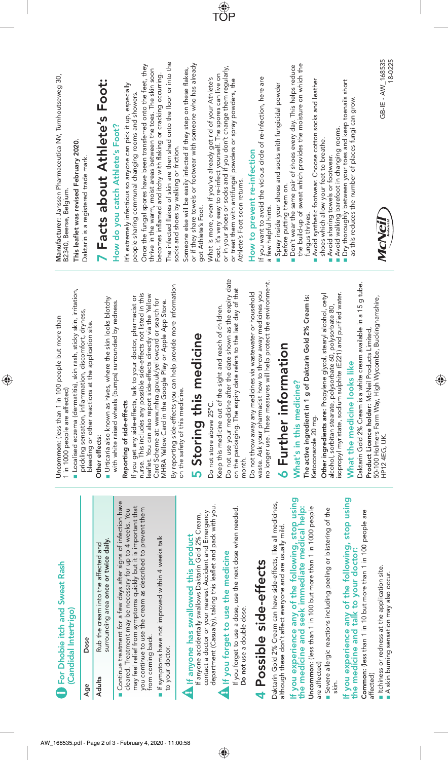## For Dhobie itch and Sweat Rash (Candidal Intertrigo)

| Age | Dose |
|---|---|
| Adults | Rub the cream into the affected and surrounding area **once or twice daily**. |

- Continue treatment for a few days after signs of infection have cleared. Treatment may be necessary for up to 4 weeks. You may feel relief from symptoms quickly but it is important that you continue to use the cream as described to prevent them from coming back.
- If symptoms have not improved within 4 weeks talk to your doctor.

### If anyone has swallowed this product

If anyone accidentally swallows Daktarin Gold 2% Cream, contact a doctor or your nearest Accident and Emergency department (Casualty), taking this leaflet and pack with you.

### If you forget to use the medicine

If you forget to use a dose, use the next dose when needed. **Do not** use a double dose.

# 4 Possible side-effects

Daktarin Gold 2% Cream can have side-effects, like all medicines, although these don't affect everyone and are usually mild.

### If you experience any of the following, stop using the medicine and seek immediate medical help:

**Uncommon:** (less than 1 in 100 but more than 1 in 1000 people are affected)

- Severe allergic reactions including peeling or blistering of the skin.

### If you experience any of the following, stop using the medicine and talk to your doctor:

**Common:** (less than 1 in 10 but more than 1 in 100 people are affected)

- Itchiness or redness at the application site.
- A skin burning sensation may also occur.

**Uncommon:** (less than 1 in 100 people but more than 1 in 1000 people are affected)

- Localised eczema (dermatitis), skin rash, sticky skin, irritation, prickling sensation, inflammation, discomfort, dryness, bleeding or other reactions at the application site.

**Other effects:**

- Urticaria also known as hives, where the skin looks blotchy with white raised wheals (bumps) surrounded by redness.

**Reporting of side-effects**

If you get any side-effects, talk to your doctor, pharmacist or nurse. This includes any possible side-effects not listed in this leaflet. You can also report side-effects directly via the Yellow Card Scheme at: www.mhra.gov.uk/yellowcard or search for MHRA Yellow Card in the Google Play or Apple App Store.

By reporting side-effects you can help provide more information on the safety of this medicine.

# 5 Storing this medicine

Do not store above 25°C.

Keep this medicine out of the sight and reach of children.

Do not use your medicine after the date shown as the expiry date on the packaging. The expiry date refers to the last day of that month.

Do not throw away any medicines via wastewater or household waste. Ask your pharmacist how to throw away medicines you no longer use. These measures will help protect the environment.

# 6 Further information

## What's in this medicine?

**The active ingredient in 1 g of Daktarin Gold 2% Cream is:** Ketoconazole 20 mg.

**Other ingredients are:** Propylene glycol, stearyl alcohol, cetyl alcohol, sorbitan stearate, polysorbate 60, polysorbate 80, isopropyl myristate, sodium sulphite (E221) and purified water.

## What the medicine looks like

Daktarin Gold 2% Cream is a white cream available in a 15 g tube.

**Product Licence holder:** McNeil Products Limited, 50-100 Holmers Farm Way, High Wycombe, Buckinghamshire, HP12 4EG, UK.

**Manufacturer:** Janssen Pharmaceutica NV, Turnhoutseweg 30, B2340, Beerse, Belgium.

**This leaflet was revised February 2020.**

Daktarin is a registered trade mark.

# 7 Facts about Athlete's Foot:

## How do you catch Athlete's Foot?

It's extremely infectious so anyone can pick it up, especially people sharing communal changing rooms and showers.

Once the fungal spores have been transferred onto the feet, they thrive in the warm, moist areas between the toes. The skin soon becomes inflamed and itchy with flaking or cracking occurring.

The infected flakes of skin are then shed onto the floor or into the socks and shoes by walking or friction.

Someone else will be easily infected if they step on these flakes, or if they share towels or footwear with someone who has already got Athlete's Foot.

What is more, even if you've already got rid of your Athlete's Foot, it's very easy to re-infect yourself. The spores can live on in your shoes or socks and if you don't change them regularly, or treat them with antifungal powders or spray powders, the Athlete's Foot soon returns.

## How to prevent re-infection

If you want to avoid the vicious circle of re-infection, here are a few helpful hints.

- Spray inside your shoes and socks with fungicidal powder before putting them on.
- Don't wear the same pair of shoes every day. This helps reduce the build-up of sweat which provides the moisture on which the fungus thrives.
- Avoid synthetic footwear. Choose cotton socks and leather shoes which allow your feet to breathe.
- Avoid sharing towels or footwear.
- Avoid walking barefoot in changing rooms.
- Dry thoroughly between your toes and keep toenails short as this reduces the number of places fungi can grow.

McNeil

GB-IE - AW_168535
18-0225